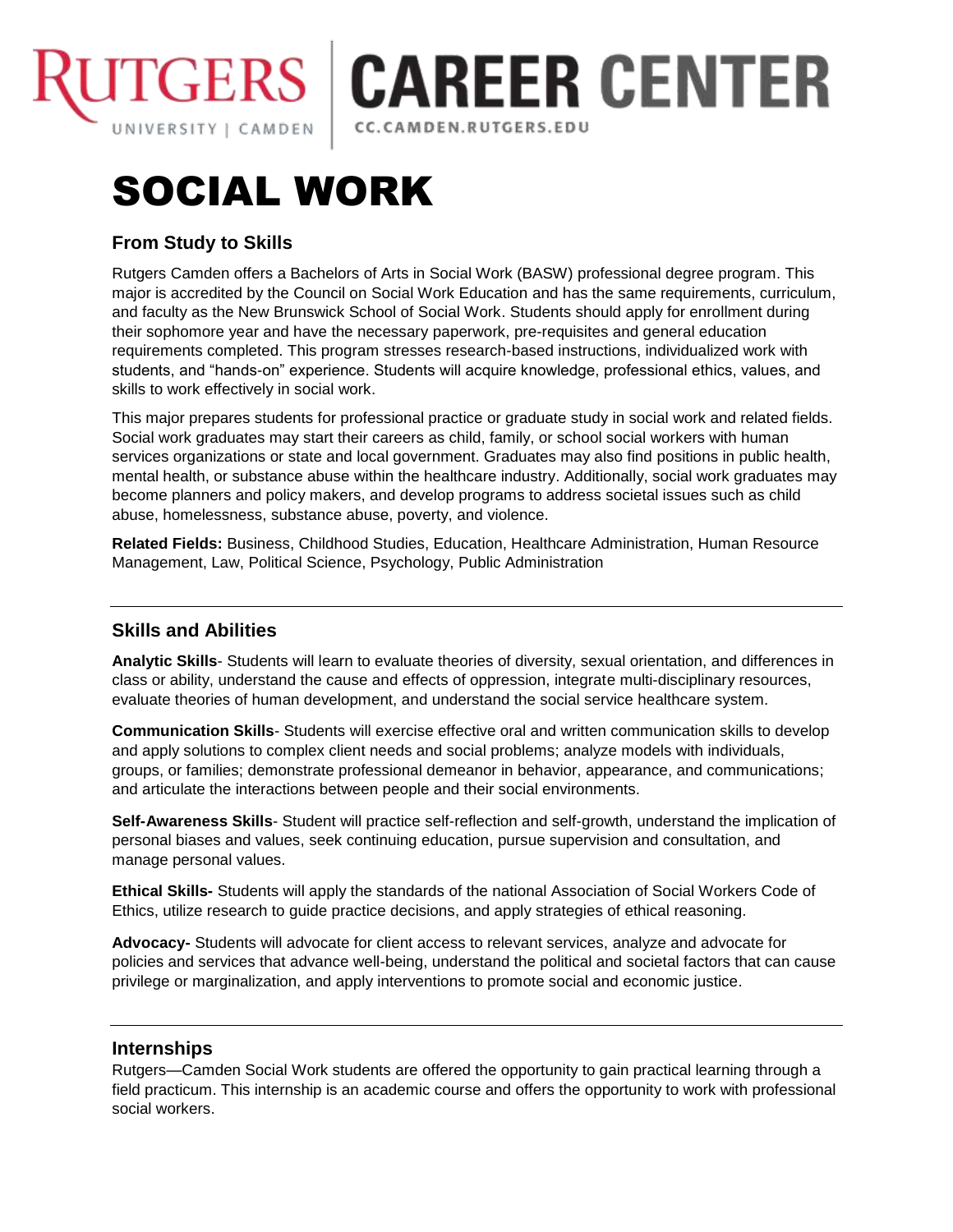RUTGERS | CAREER CENTER

UNIVERSITY | CAMDEN | CC.CAMDEN.RUTGERS.EDU

# SOCIAL WORK

## From Study to Skills

Rutgers Camden offers a Bachelors of Arts in Social Work (BASW) professional degree program. This major is accredited by the Council on Social Work Education and has the same requirements, curriculum, and faculty as the New Brunswick School of Social Work. Students should apply for enrollment during their sophomore year and have the necessary paperwork, pre-requisites and general education requirements completed. This program stresses research-based instructions, individualized work with students, and "hands-on" experience. Students will acquire knowledge, professional ethics, values, and skills to work effectively in social work.

This major prepares students for professional practice or graduate study in social work and related fields. Social work graduates may start their careers as child, family, or school social workers with human services organizations or state and local government. Graduates may also find positions in public health, mental health, or substance abuse within the healthcare industry. Additionally, social work graduates may become planners and policy makers, and develop programs to address societal issues such as child abuse, homelessness, substance abuse, poverty, and violence.

**Related Fields:** Business, Childhood Studies, Education, Healthcare Administration, Human Resource Management, Law, Political Science, Psychology, Public Administration

## Skills and Abilities

**Analytic Skills**- Students will learn to evaluate theories of diversity, sexual orientation, and differences in class or ability, understand the cause and effects of oppression, integrate multi-disciplinary resources, evaluate theories of human development, and understand the social service healthcare system.

**Communication Skills**- Students will exercise effective oral and written communication skills to develop and apply solutions to complex client needs and social problems; analyze models with individuals, groups, or families; demonstrate professional demeanor in behavior, appearance, and communications; and articulate the interactions between people and their social environments.

**Self-Awareness Skills**- Student will practice self-reflection and self-growth, understand the implication of personal biases and values, seek continuing education, pursue supervision and consultation, and manage personal values.

**Ethical Skills-** Students will apply the standards of the national Association of Social Workers Code of Ethics, utilize research to guide practice decisions, and apply strategies of ethical reasoning.

**Advocacy-** Students will advocate for client access to relevant services, analyze and advocate for policies and services that advance well-being, understand the political and societal factors that can cause privilege or marginalization, and apply interventions to promote social and economic justice.

## Internships

Rutgers—Camden Social Work students are offered the opportunity to gain practical learning through a field practicum. This internship is an academic course and offers the opportunity to work with professional social workers.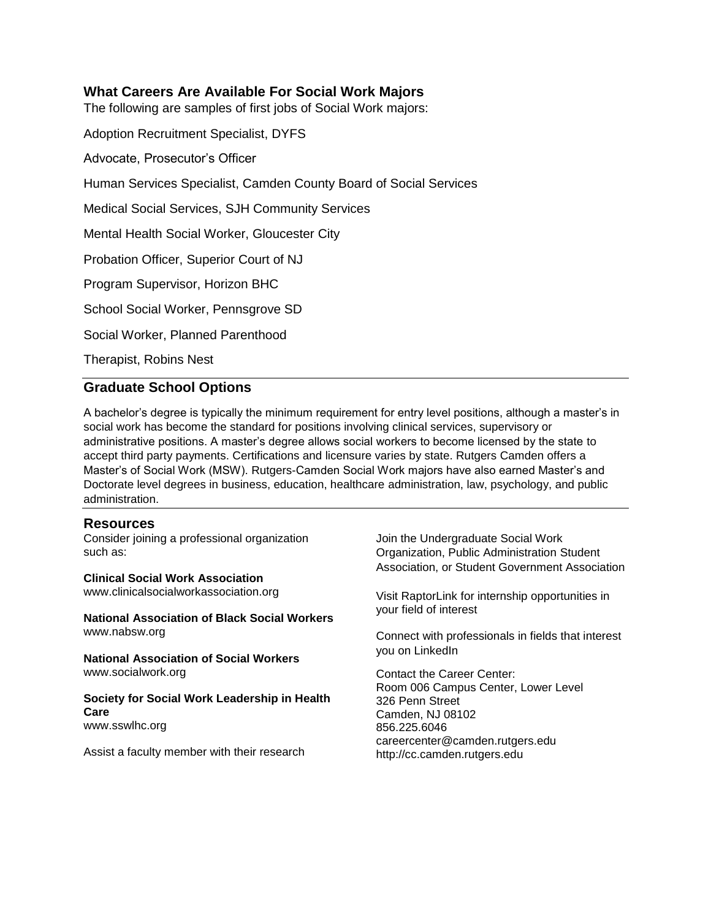## What Careers Are Available For Social Work Majors

The following are samples of first jobs of Social Work majors:

Adoption Recruitment Specialist, DYFS

Advocate, Prosecutor's Officer

Human Services Specialist, Camden County Board of Social Services

Medical Social Services, SJH Community Services

Mental Health Social Worker, Gloucester City

Probation Officer, Superior Court of NJ

Program Supervisor, Horizon BHC

School Social Worker, Pennsgrove SD

Social Worker, Planned Parenthood

Therapist, Robins Nest

## Graduate School Options

A bachelor's degree is typically the minimum requirement for entry level positions, although a master's in social work has become the standard for positions involving clinical services, supervisory or administrative positions. A master's degree allows social workers to become licensed by the state to accept third party payments. Certifications and licensure varies by state. Rutgers Camden offers a Master's of Social Work (MSW). Rutgers-Camden Social Work majors have also earned Master's and Doctorate level degrees in business, education, healthcare administration, law, psychology, and public administration.

## Resources

Consider joining a professional organization such as:

**Clinical Social Work Association**
www.clinicalsocialworkassociation.org

**National Association of Black Social Workers**
www.nabsw.org

**National Association of Social Workers**
www.socialwork.org

**Society for Social Work Leadership in Health Care**
www.sswlhc.org

Assist a faculty member with their research

Join the Undergraduate Social Work Organization, Public Administration Student Association, or Student Government Association

Visit RaptorLink for internship opportunities in your field of interest

Connect with professionals in fields that interest you on LinkedIn

Contact the Career Center:
Room 006 Campus Center, Lower Level
326 Penn Street
Camden, NJ 08102
856.225.6046
careercenter@camden.rutgers.edu
http://cc.camden.rutgers.edu